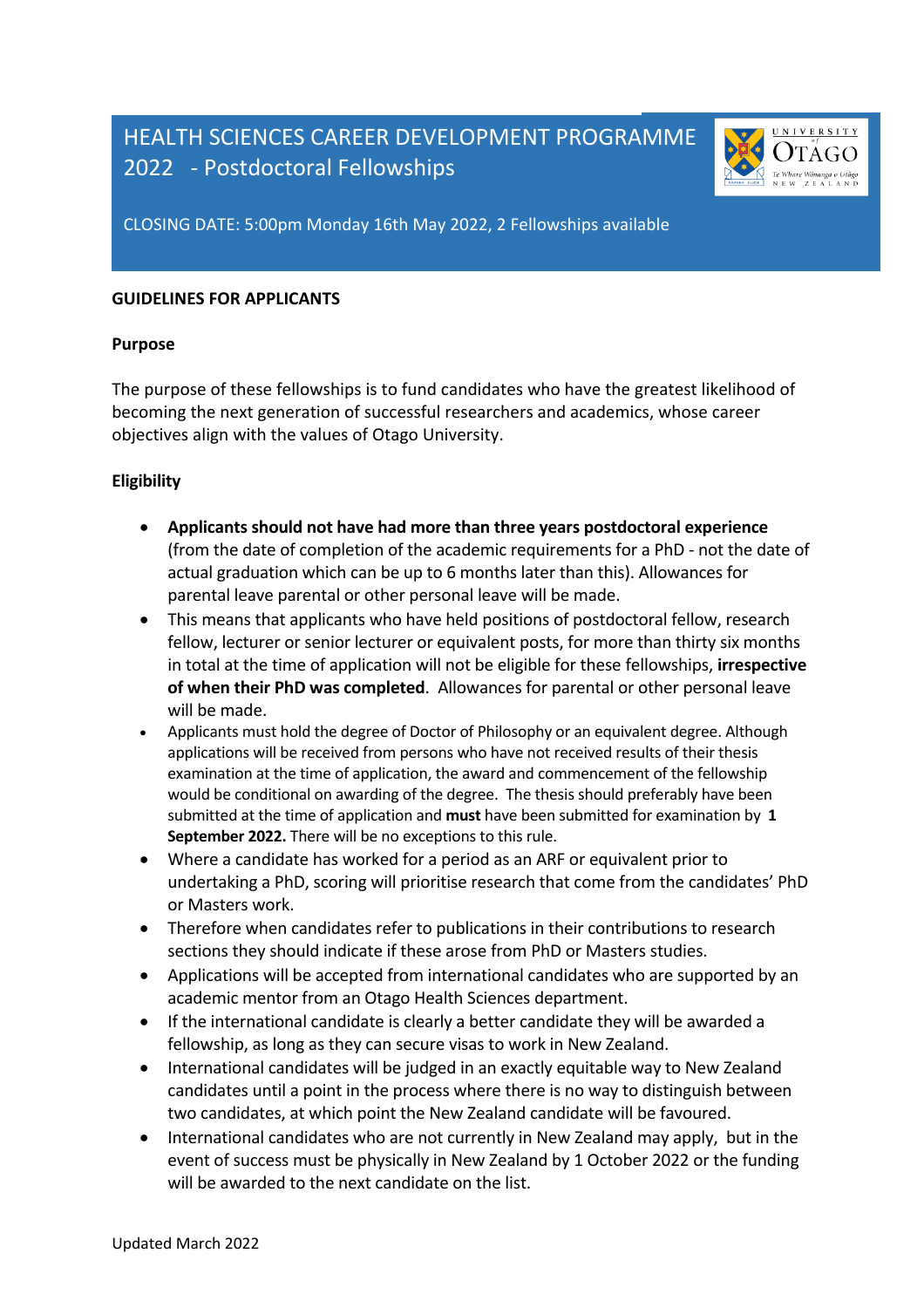# HEALTH SCIENCES CAREER DEVELOPMENT PROGRAMME 2022 - Postdoctoral Fellowships

CLOSING DATE: 5:00pm Monday 16th May 2022, 2 Fellowships available

## GUIDELINES FOR APPLICANTS

### Purpose

The purpose of these fellowships is to fund candidates who have the greatest likelihood of becoming the next generation of successful researchers and academics, whose career objectives align with the values of Otago University.

### Eligibility

- **Applicants should not have had more than three years postdoctoral experience** (from the date of completion of the academic requirements for a PhD - not the date of actual graduation which can be up to 6 months later than this). Allowances for parental leave parental or other personal leave will be made.
- This means that applicants who have held positions of postdoctoral fellow, research fellow, lecturer or senior lecturer or equivalent posts, for more than thirty six months in total at the time of application will not be eligible for these fellowships, **irrespective of when their PhD was completed**. Allowances for parental or other personal leave will be made.
- Applicants must hold the degree of Doctor of Philosophy or an equivalent degree. Although applications will be received from persons who have not received results of their thesis examination at the time of application, the award and commencement of the fellowship would be conditional on awarding of the degree. The thesis should preferably have been submitted at the time of application and **must** have been submitted for examination by **1 September 2022.** There will be no exceptions to this rule.
- Where a candidate has worked for a period as an ARF or equivalent prior to undertaking a PhD, scoring will prioritise research that come from the candidates' PhD or Masters work.
- Therefore when candidates refer to publications in their contributions to research sections they should indicate if these arose from PhD or Masters studies.
- Applications will be accepted from international candidates who are supported by an academic mentor from an Otago Health Sciences department.
- If the international candidate is clearly a better candidate they will be awarded a fellowship, as long as they can secure visas to work in New Zealand.
- International candidates will be judged in an exactly equitable way to New Zealand candidates until a point in the process where there is no way to distinguish between two candidates, at which point the New Zealand candidate will be favoured.
- International candidates who are not currently in New Zealand may apply, but in the event of success must be physically in New Zealand by 1 October 2022 or the funding will be awarded to the next candidate on the list.

Updated March 2022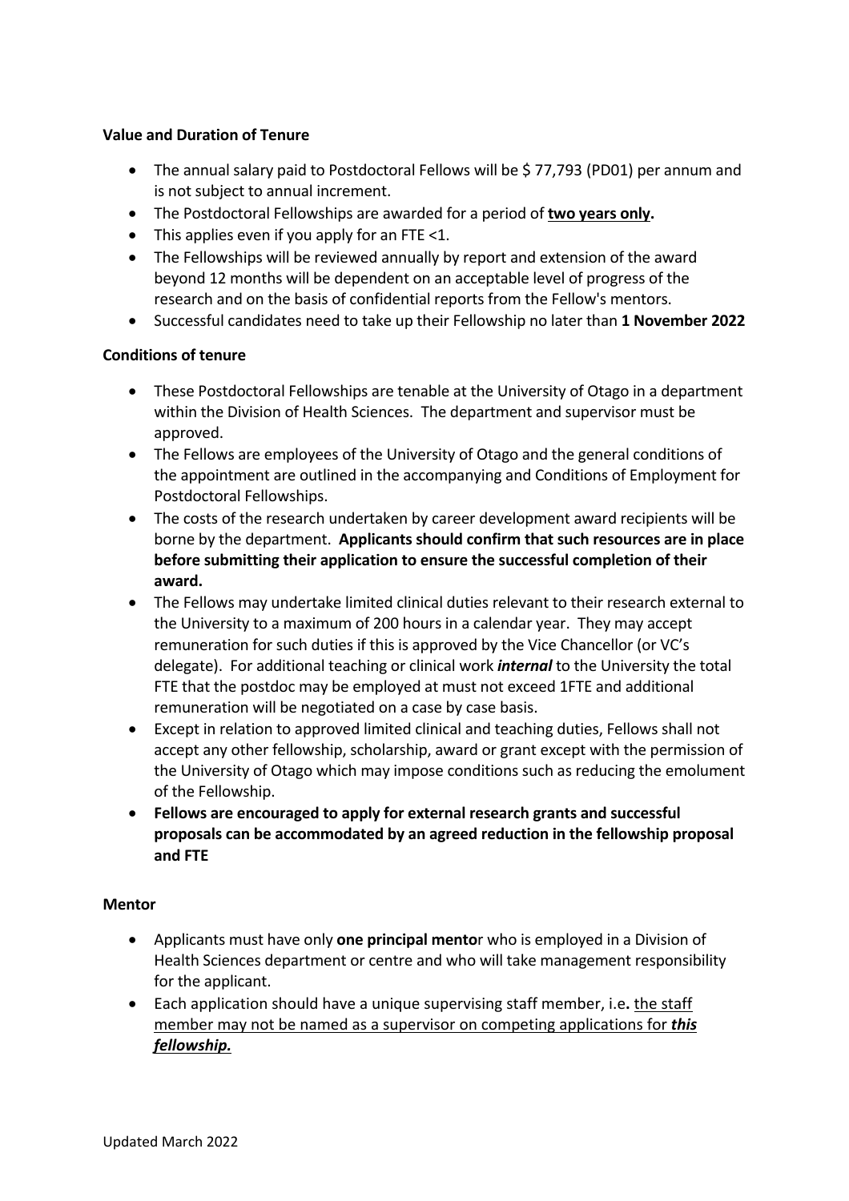**Value and Duration of Tenure**

- The annual salary paid to Postdoctoral Fellows will be $ 77,793 (PD01) per annum and is not subject to annual increment.
- The Postdoctoral Fellowships are awarded for a period of **two years only.**
- This applies even if you apply for an FTE <1.
- The Fellowships will be reviewed annually by report and extension of the award beyond 12 months will be dependent on an acceptable level of progress of the research and on the basis of confidential reports from the Fellow's mentors.
- Successful candidates need to take up their Fellowship no later than **1 November 2022**

**Conditions of tenure**

- These Postdoctoral Fellowships are tenable at the University of Otago in a department within the Division of Health Sciences. The department and supervisor must be approved.
- The Fellows are employees of the University of Otago and the general conditions of the appointment are outlined in the accompanying and Conditions of Employment for Postdoctoral Fellowships.
- The costs of the research undertaken by career development award recipients will be borne by the department. **Applicants should confirm that such resources are in place before submitting their application to ensure the successful completion of their award.**
- The Fellows may undertake limited clinical duties relevant to their research external to the University to a maximum of 200 hours in a calendar year. They may accept remuneration for such duties if this is approved by the Vice Chancellor (or VC's delegate). For additional teaching or clinical work ***internal*** to the University the total FTE that the postdoc may be employed at must not exceed 1FTE and additional remuneration will be negotiated on a case by case basis.
- Except in relation to approved limited clinical and teaching duties, Fellows shall not accept any other fellowship, scholarship, award or grant except with the permission of the University of Otago which may impose conditions such as reducing the emolument of the Fellowship.
- **Fellows are encouraged to apply for external research grants and successful proposals can be accommodated by an agreed reduction in the fellowship proposal and FTE**

**Mentor**

- Applicants must have only **one principal mento**r who is employed in a Division of Health Sciences department or centre and who will take management responsibility for the applicant.
- Each application should have a unique supervising staff member, i.e**.** <u>the staff member may not be named as a supervisor on competing applications for ***this fellowship.***</u>

Updated March 2022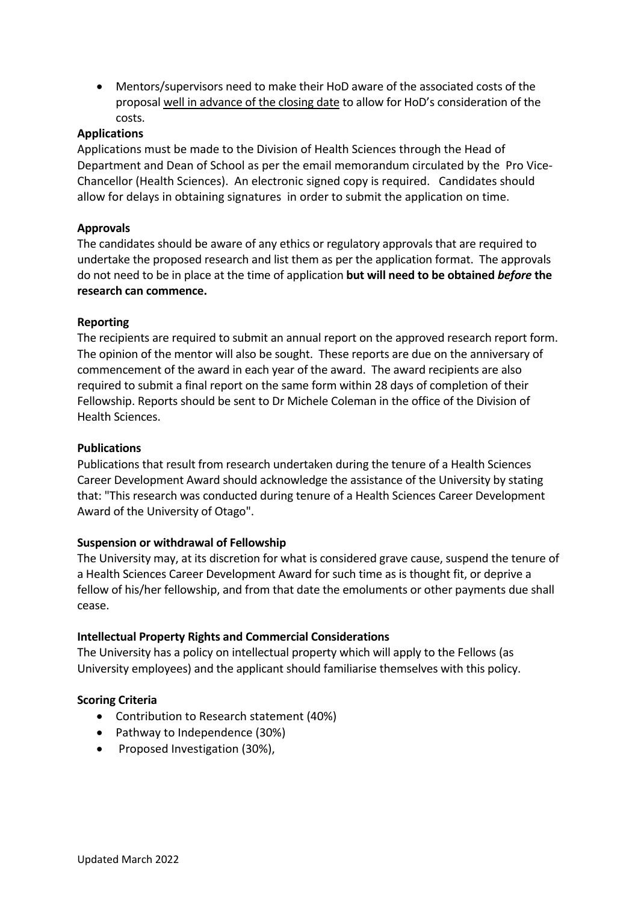- Mentors/supervisors need to make their HoD aware of the associated costs of the proposal well in advance of the closing date to allow for HoD's consideration of the costs.

**Applications**

Applications must be made to the Division of Health Sciences through the Head of Department and Dean of School as per the email memorandum circulated by the Pro Vice-Chancellor (Health Sciences). An electronic signed copy is required. Candidates should allow for delays in obtaining signatures in order to submit the application on time.

**Approvals**

The candidates should be aware of any ethics or regulatory approvals that are required to undertake the proposed research and list them as per the application format. The approvals do not need to be in place at the time of application **but will need to be obtained *before* the research can commence.**

**Reporting**

The recipients are required to submit an annual report on the approved research report form. The opinion of the mentor will also be sought. These reports are due on the anniversary of commencement of the award in each year of the award. The award recipients are also required to submit a final report on the same form within 28 days of completion of their Fellowship. Reports should be sent to Dr Michele Coleman in the office of the Division of Health Sciences.

**Publications**

Publications that result from research undertaken during the tenure of a Health Sciences Career Development Award should acknowledge the assistance of the University by stating that: "This research was conducted during tenure of a Health Sciences Career Development Award of the University of Otago".

**Suspension or withdrawal of Fellowship**

The University may, at its discretion for what is considered grave cause, suspend the tenure of a Health Sciences Career Development Award for such time as is thought fit, or deprive a fellow of his/her fellowship, and from that date the emoluments or other payments due shall cease.

**Intellectual Property Rights and Commercial Considerations**

The University has a policy on intellectual property which will apply to the Fellows (as University employees) and the applicant should familiarise themselves with this policy.

**Scoring Criteria**

- Contribution to Research statement (40%)
- Pathway to Independence (30%)
- Proposed Investigation (30%),

Updated March 2022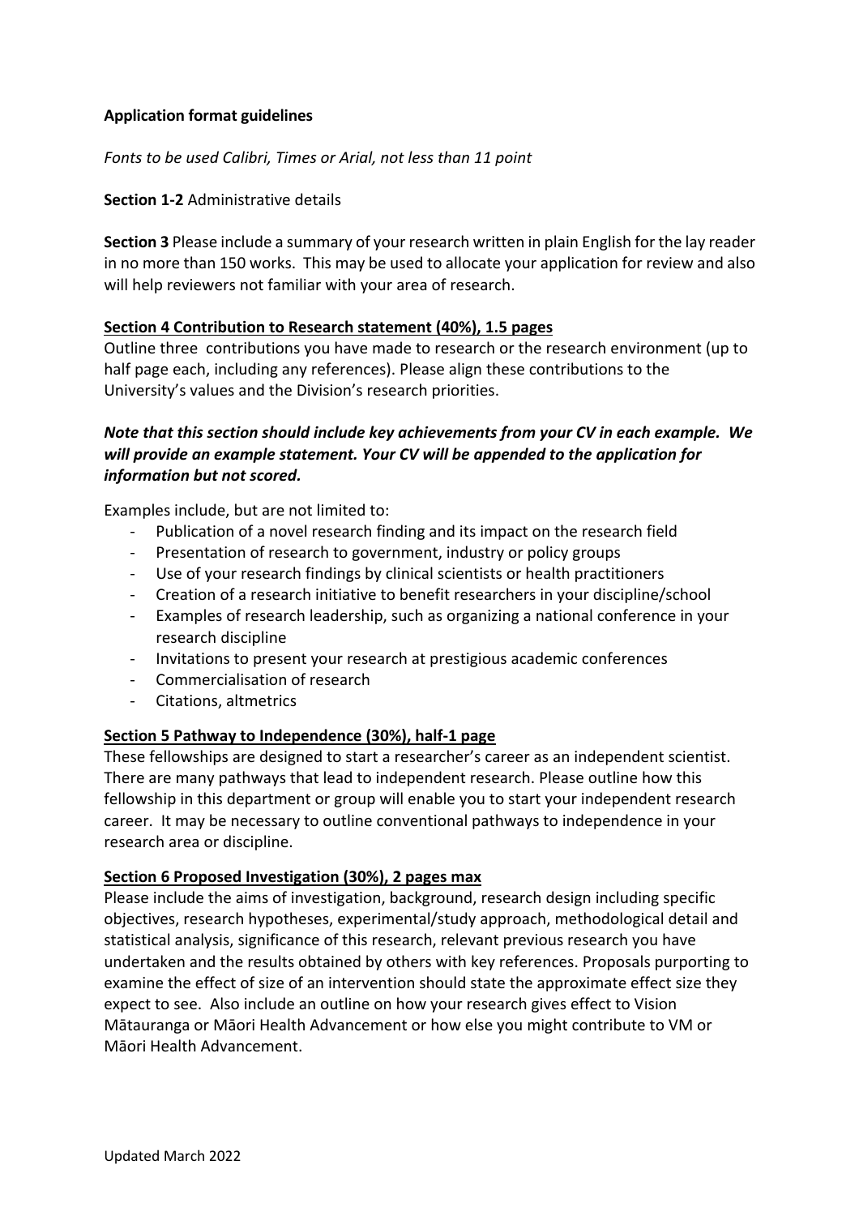**Application format guidelines**

*Fonts to be used Calibri, Times or Arial, not less than 11 point*

**Section 1-2** Administrative details

**Section 3** Please include a summary of your research written in plain English for the lay reader in no more than 150 works. This may be used to allocate your application for review and also will help reviewers not familiar with your area of research.

**Section 4 Contribution to Research statement (40%), 1.5 pages**

Outline three contributions you have made to research or the research environment (up to half page each, including any references). Please align these contributions to the University's values and the Division's research priorities.

***Note that this section should include key achievements from your CV in each example. We will provide an example statement. Your CV will be appended to the application for information but not scored.***

Examples include, but are not limited to:

- Publication of a novel research finding and its impact on the research field
- Presentation of research to government, industry or policy groups
- Use of your research findings by clinical scientists or health practitioners
- Creation of a research initiative to benefit researchers in your discipline/school
- Examples of research leadership, such as organizing a national conference in your research discipline
- Invitations to present your research at prestigious academic conferences
- Commercialisation of research
- Citations, altmetrics

**Section 5 Pathway to Independence (30%), half-1 page**

These fellowships are designed to start a researcher's career as an independent scientist. There are many pathways that lead to independent research. Please outline how this fellowship in this department or group will enable you to start your independent research career. It may be necessary to outline conventional pathways to independence in your research area or discipline.

**Section 6 Proposed Investigation (30%), 2 pages max**

Please include the aims of investigation, background, research design including specific objectives, research hypotheses, experimental/study approach, methodological detail and statistical analysis, significance of this research, relevant previous research you have undertaken and the results obtained by others with key references. Proposals purporting to examine the effect of size of an intervention should state the approximate effect size they expect to see. Also include an outline on how your research gives effect to Vision Mātauranga or Māori Health Advancement or how else you might contribute to VM or Māori Health Advancement.

Updated March 2022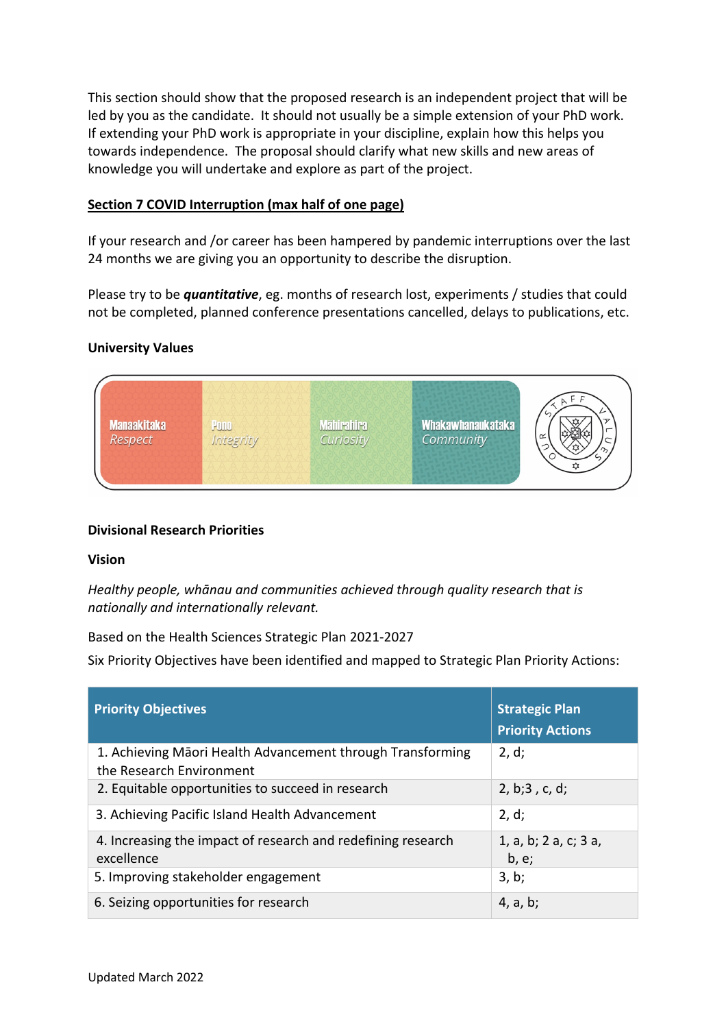This section should show that the proposed research is an independent project that will be led by you as the candidate. It should not usually be a simple extension of your PhD work. If extending your PhD work is appropriate in your discipline, explain how this helps you towards independence. The proposal should clarify what new skills and new areas of knowledge you will undertake and explore as part of the project.

**Section 7 COVID Interruption (max half of one page)**

If your research and /or career has been hampered by pandemic interruptions over the last 24 months we are giving you an opportunity to describe the disruption.

Please try to be ***quantitative***, eg. months of research lost, experiments / studies that could not be completed, planned conference presentations cancelled, delays to publications, etc.

**University Values**

Manaakitaka *Respect* | Pono *Integrity* | Mahirahira *Curiosity* | Whakawhanaukataka *Community*

OUR STAFF VALUES

**Divisional Research Priorities**

**Vision**

*Healthy people, whānau and communities achieved through quality research that is nationally and internationally relevant.*

Based on the Health Sciences Strategic Plan 2021-2027

Six Priority Objectives have been identified and mapped to Strategic Plan Priority Actions:

| Priority Objectives | Strategic Plan Priority Actions |
|---|---|
| 1. Achieving Māori Health Advancement through Transforming the Research Environment | 2, d; |
| 2. Equitable opportunities to succeed in research | 2, b;3 , c, d; |
| 3. Achieving Pacific Island Health Advancement | 2, d; |
| 4. Increasing the impact of research and redefining research excellence | 1, a, b; 2 a, c; 3 a, b, e; |
| 5. Improving stakeholder engagement | 3, b; |
| 6. Seizing opportunities for research | 4, a, b; |

Updated March 2022